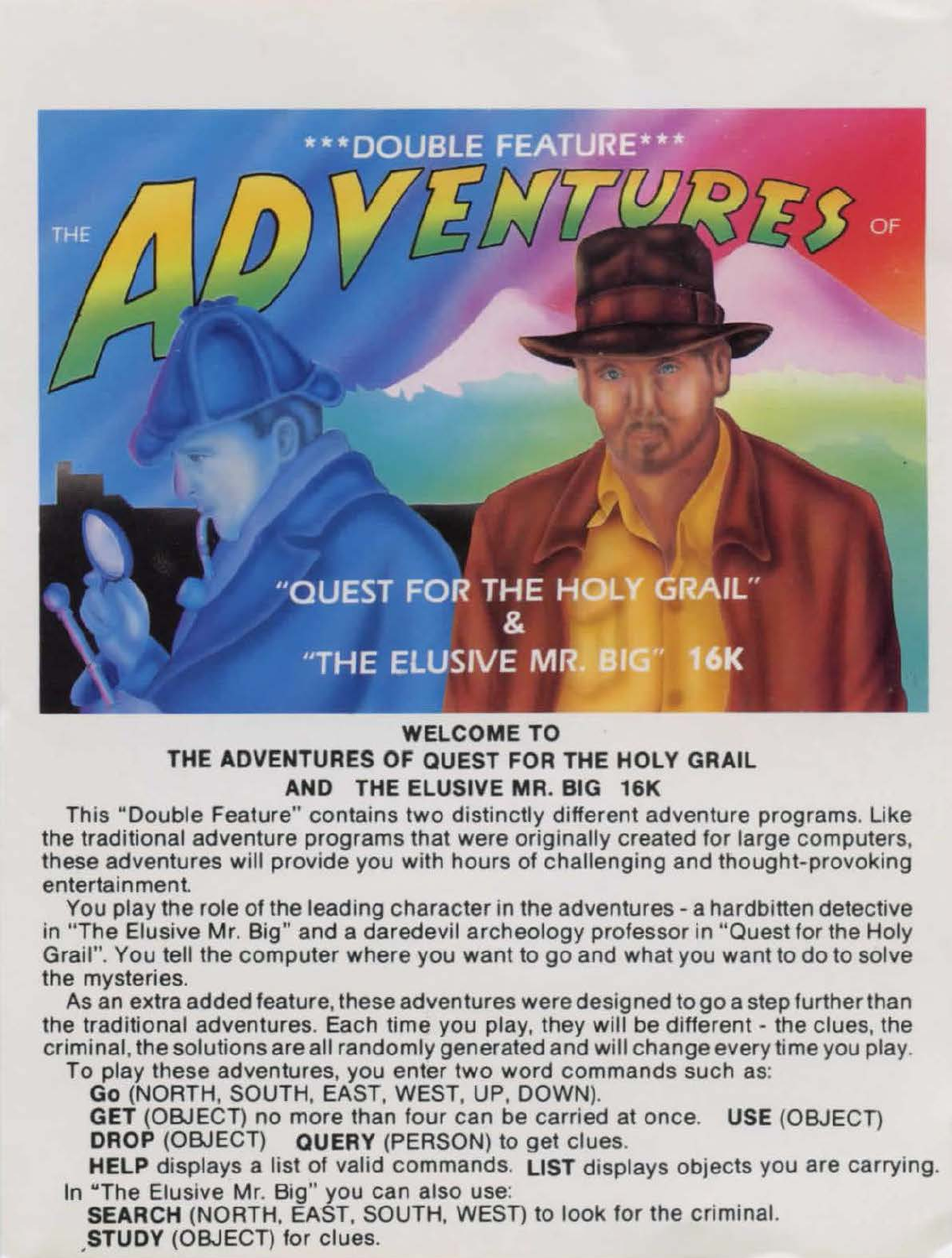\*\*\*DOUBLE FEATURE\*\*\*

# THE ADVENTURES OF

"QUEST FOR THE HOLY GRAIL"
&
"THE ELUSIVE MR. BIG" 16K

## WELCOME TO THE ADVENTURES OF QUEST FOR THE HOLY GRAIL AND THE ELUSIVE MR. BIG 16K

This "Double Feature" contains two distinctly different adventure programs. Like the traditional adventure programs that were originally created for large computers, these adventures will provide you with hours of challenging and thought-provoking entertainment.

You play the role of the leading character in the adventures - a hardbitten detective in "The Elusive Mr. Big" and a daredevil archeology professor in "Quest for the Holy Grail". You tell the computer where you want to go and what you want to do to solve the mysteries.

As an extra added feature, these adventures were designed to go a step further than the traditional adventures. Each time you play, they will be different - the clues, the criminal, the solutions are all randomly generated and will change every time you play.

To play these adventures, you enter two word commands such as:

**Go** (NORTH, SOUTH, EAST, WEST, UP, DOWN).

**GET** (OBJECT) no more than four can be carried at once. **USE** (OBJECT)

**DROP** (OBJECT) **QUERY** (PERSON) to get clues.

**HELP** displays a list of valid commands. **LIST** displays objects you are carrying.

In "The Elusive Mr. Big" you can also use:

**SEARCH** (NORTH, EAST, SOUTH, WEST) to look for the criminal.

**STUDY** (OBJECT) for clues.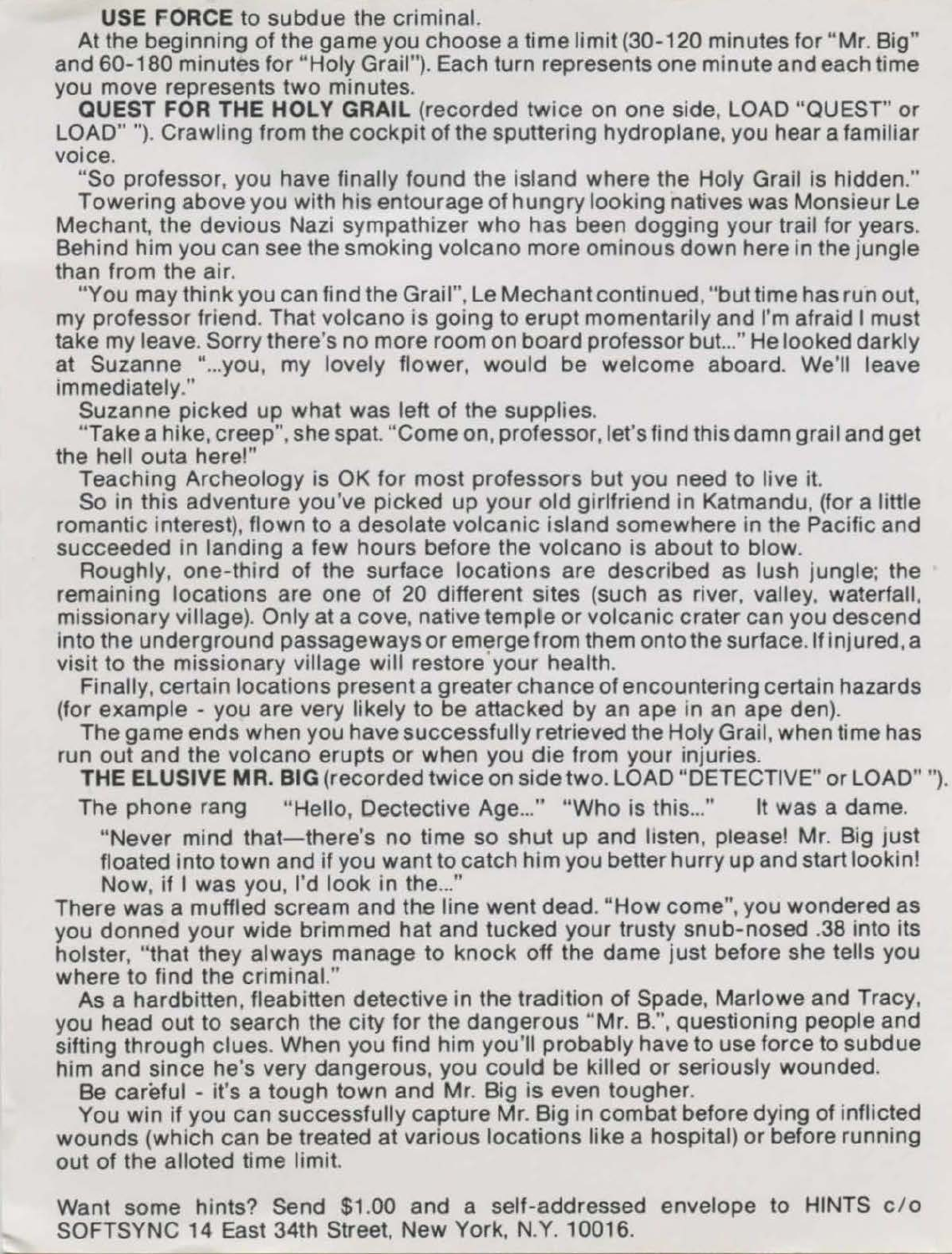**USE FORCE** to subdue the criminal.

At the beginning of the game you choose a time limit (30-120 minutes for "Mr. Big" and 60-180 minutes for "Holy Grail"). Each turn represents one minute and each time you move represents two minutes.

**QUEST FOR THE HOLY GRAIL** (recorded twice on one side, LOAD "QUEST" or LOAD" "). Crawling from the cockpit of the sputtering hydroplane, you hear a familiar voice.

"So professor, you have finally found the island where the Holy Grail is hidden."

Towering above you with his entourage of hungry looking natives was Monsieur Le Mechant, the devious Nazi sympathizer who has been dogging your trail for years. Behind him you can see the smoking volcano more ominous down here in the jungle than from the air.

"You may think you can find the Grail", Le Mechant continued, "but time has run out, my professor friend. That volcano is going to erupt momentarily and I'm afraid I must take my leave. Sorry there's no more room on board professor but..." He looked darkly at Suzanne "...you, my lovely flower, would be welcome aboard. We'll leave immediately."

Suzanne picked up what was left of the supplies.

"Take a hike, creep", she spat. "Come on, professor, let's find this damn grail and get the hell outa here!"

Teaching Archeology is OK for most professors but you need to live it.

So in this adventure you've picked up your old girlfriend in Katmandu, (for a little romantic interest), flown to a desolate volcanic island somewhere in the Pacific and succeeded in landing a few hours before the volcano is about to blow.

Roughly, one-third of the surface locations are described as lush jungle; the remaining locations are one of 20 different sites (such as river, valley, waterfall, missionary village). Only at a cove, native temple or volcanic crater can you descend into the underground passageways or emerge from them onto the surface. If injured, a visit to the missionary village will restore your health.

Finally, certain locations present a greater chance of encountering certain hazards (for example - you are very likely to be attacked by an ape in an ape den).

The game ends when you have successfully retrieved the Holy Grail, when time has run out and the volcano erupts or when you die from your injuries.

**THE ELUSIVE MR. BIG** (recorded twice on side two. LOAD "DETECTIVE" or LOAD" ").

The phone rang "Hello, Dectective Age..." "Who is this..." It was a dame.

"Never mind that—there's no time so shut up and listen, please! Mr. Big just floated into town and if you want to catch him you better hurry up and start lookin! Now, if I was you, I'd look in the..."

There was a muffled scream and the line went dead. "How come", you wondered as you donned your wide brimmed hat and tucked your trusty snub-nosed .38 into its holster, "that they always manage to knock off the dame just before she tells you where to find the criminal."

As a hardbitten, fleabitten detective in the tradition of Spade, Marlowe and Tracy, you head out to search the city for the dangerous "Mr. B.", questioning people and sifting through clues. When you find him you'll probably have to use force to subdue him and since he's very dangerous, you could be killed or seriously wounded.

Be careful - it's a tough town and Mr. Big is even tougher.

You win if you can successfully capture Mr. Big in combat before dying of inflicted wounds (which can be treated at various locations like a hospital) or before running out of the alloted time limit.

Want some hints? Send $1.00 and a self-addressed envelope to HINTS c/o SOFTSYNC 14 East 34th Street, New York, N.Y. 10016.